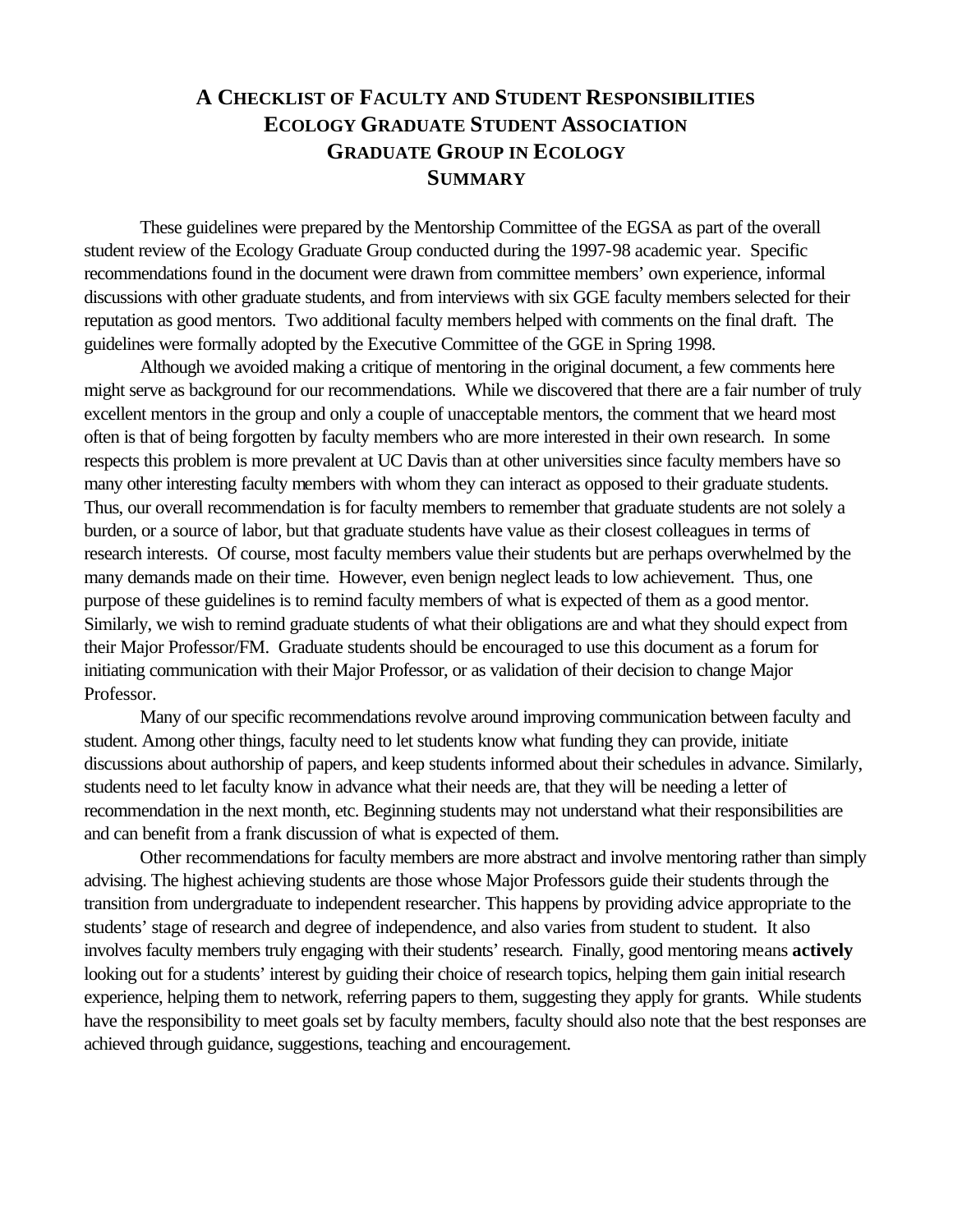# A Checklist of Faculty and Student Responsibilities
# Ecology Graduate Student Association
# Graduate Group in Ecology
# Summary

These guidelines were prepared by the Mentorship Committee of the EGSA as part of the overall student review of the Ecology Graduate Group conducted during the 1997-98 academic year. Specific recommendations found in the document were drawn from committee members' own experience, informal discussions with other graduate students, and from interviews with six GGE faculty members selected for their reputation as good mentors. Two additional faculty members helped with comments on the final draft. The guidelines were formally adopted by the Executive Committee of the GGE in Spring 1998.

Although we avoided making a critique of mentoring in the original document, a few comments here might serve as background for our recommendations. While we discovered that there are a fair number of truly excellent mentors in the group and only a couple of unacceptable mentors, the comment that we heard most often is that of being forgotten by faculty members who are more interested in their own research. In some respects this problem is more prevalent at UC Davis than at other universities since faculty members have so many other interesting faculty members with whom they can interact as opposed to their graduate students. Thus, our overall recommendation is for faculty members to remember that graduate students are not solely a burden, or a source of labor, but that graduate students have value as their closest colleagues in terms of research interests. Of course, most faculty members value their students but are perhaps overwhelmed by the many demands made on their time. However, even benign neglect leads to low achievement. Thus, one purpose of these guidelines is to remind faculty members of what is expected of them as a good mentor. Similarly, we wish to remind graduate students of what their obligations are and what they should expect from their Major Professor/FM. Graduate students should be encouraged to use this document as a forum for initiating communication with their Major Professor, or as validation of their decision to change Major Professor.

Many of our specific recommendations revolve around improving communication between faculty and student. Among other things, faculty need to let students know what funding they can provide, initiate discussions about authorship of papers, and keep students informed about their schedules in advance. Similarly, students need to let faculty know in advance what their needs are, that they will be needing a letter of recommendation in the next month, etc. Beginning students may not understand what their responsibilities are and can benefit from a frank discussion of what is expected of them.

Other recommendations for faculty members are more abstract and involve mentoring rather than simply advising. The highest achieving students are those whose Major Professors guide their students through the transition from undergraduate to independent researcher. This happens by providing advice appropriate to the students' stage of research and degree of independence, and also varies from student to student. It also involves faculty members truly engaging with their students' research. Finally, good mentoring means **actively** looking out for a students' interest by guiding their choice of research topics, helping them gain initial research experience, helping them to network, referring papers to them, suggesting they apply for grants. While students have the responsibility to meet goals set by faculty members, faculty should also note that the best responses are achieved through guidance, suggestions, teaching and encouragement.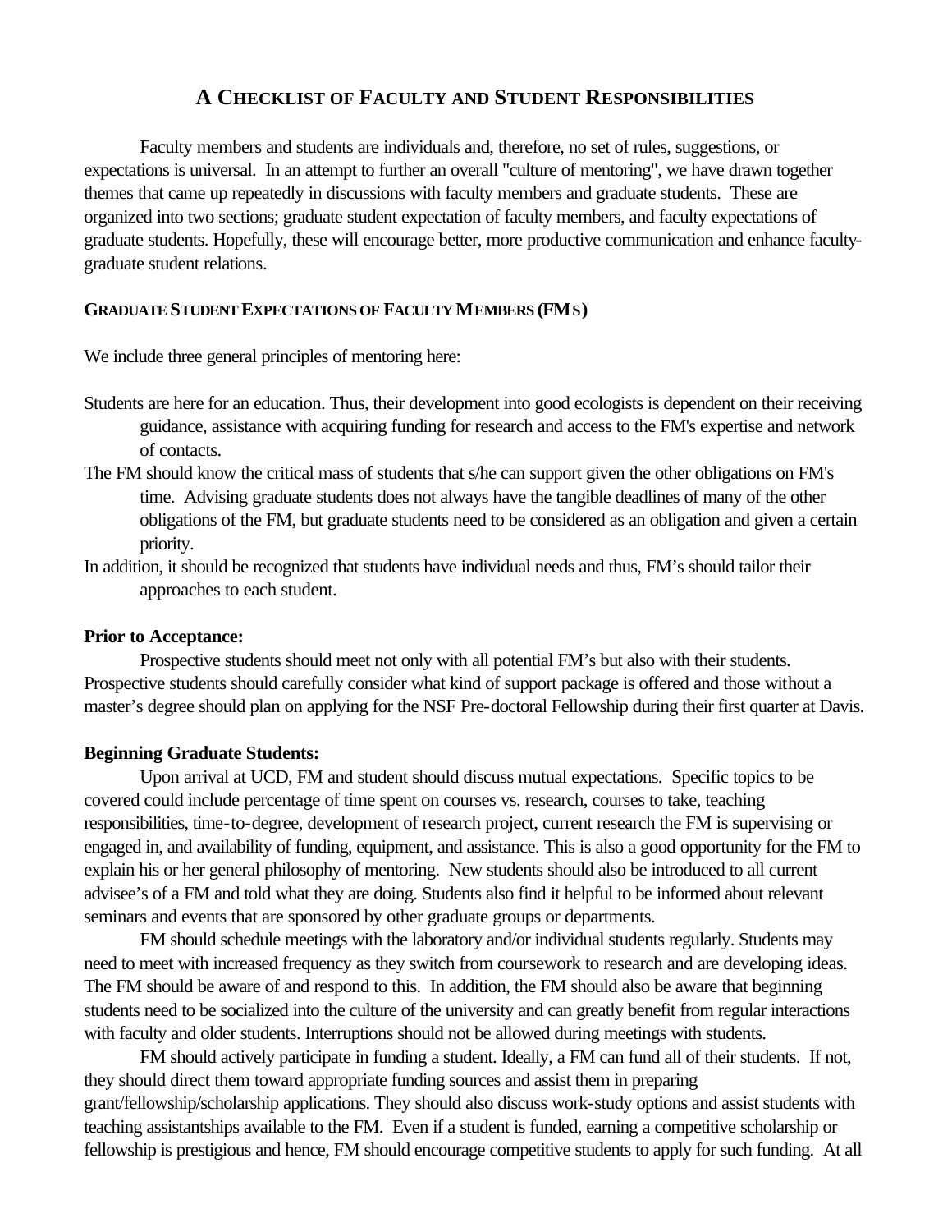## A Checklist of Faculty and Student Responsibilities

Faculty members and students are individuals and, therefore, no set of rules, suggestions, or expectations is universal. In an attempt to further an overall "culture of mentoring", we have drawn together themes that came up repeatedly in discussions with faculty members and graduate students. These are organized into two sections; graduate student expectation of faculty members, and faculty expectations of graduate students. Hopefully, these will encourage better, more productive communication and enhance faculty-graduate student relations.

### Graduate Student Expectations of Faculty Members (FMs)

We include three general principles of mentoring here:

Students are here for an education. Thus, their development into good ecologists is dependent on their receiving guidance, assistance with acquiring funding for research and access to the FM's expertise and network of contacts.

The FM should know the critical mass of students that s/he can support given the other obligations on FM's time. Advising graduate students does not always have the tangible deadlines of many of the other obligations of the FM, but graduate students need to be considered as an obligation and given a certain priority.

In addition, it should be recognized that students have individual needs and thus, FM's should tailor their approaches to each student.

**Prior to Acceptance:**

Prospective students should meet not only with all potential FM's but also with their students. Prospective students should carefully consider what kind of support package is offered and those without a master's degree should plan on applying for the NSF Pre-doctoral Fellowship during their first quarter at Davis.

**Beginning Graduate Students:**

Upon arrival at UCD, FM and student should discuss mutual expectations. Specific topics to be covered could include percentage of time spent on courses vs. research, courses to take, teaching responsibilities, time-to-degree, development of research project, current research the FM is supervising or engaged in, and availability of funding, equipment, and assistance. This is also a good opportunity for the FM to explain his or her general philosophy of mentoring. New students should also be introduced to all current advisee's of a FM and told what they are doing. Students also find it helpful to be informed about relevant seminars and events that are sponsored by other graduate groups or departments.

FM should schedule meetings with the laboratory and/or individual students regularly. Students may need to meet with increased frequency as they switch from coursework to research and are developing ideas. The FM should be aware of and respond to this. In addition, the FM should also be aware that beginning students need to be socialized into the culture of the university and can greatly benefit from regular interactions with faculty and older students. Interruptions should not be allowed during meetings with students.

FM should actively participate in funding a student. Ideally, a FM can fund all of their students. If not, they should direct them toward appropriate funding sources and assist them in preparing grant/fellowship/scholarship applications. They should also discuss work-study options and assist students with teaching assistantships available to the FM. Even if a student is funded, earning a competitive scholarship or fellowship is prestigious and hence, FM should encourage competitive students to apply for such funding. At all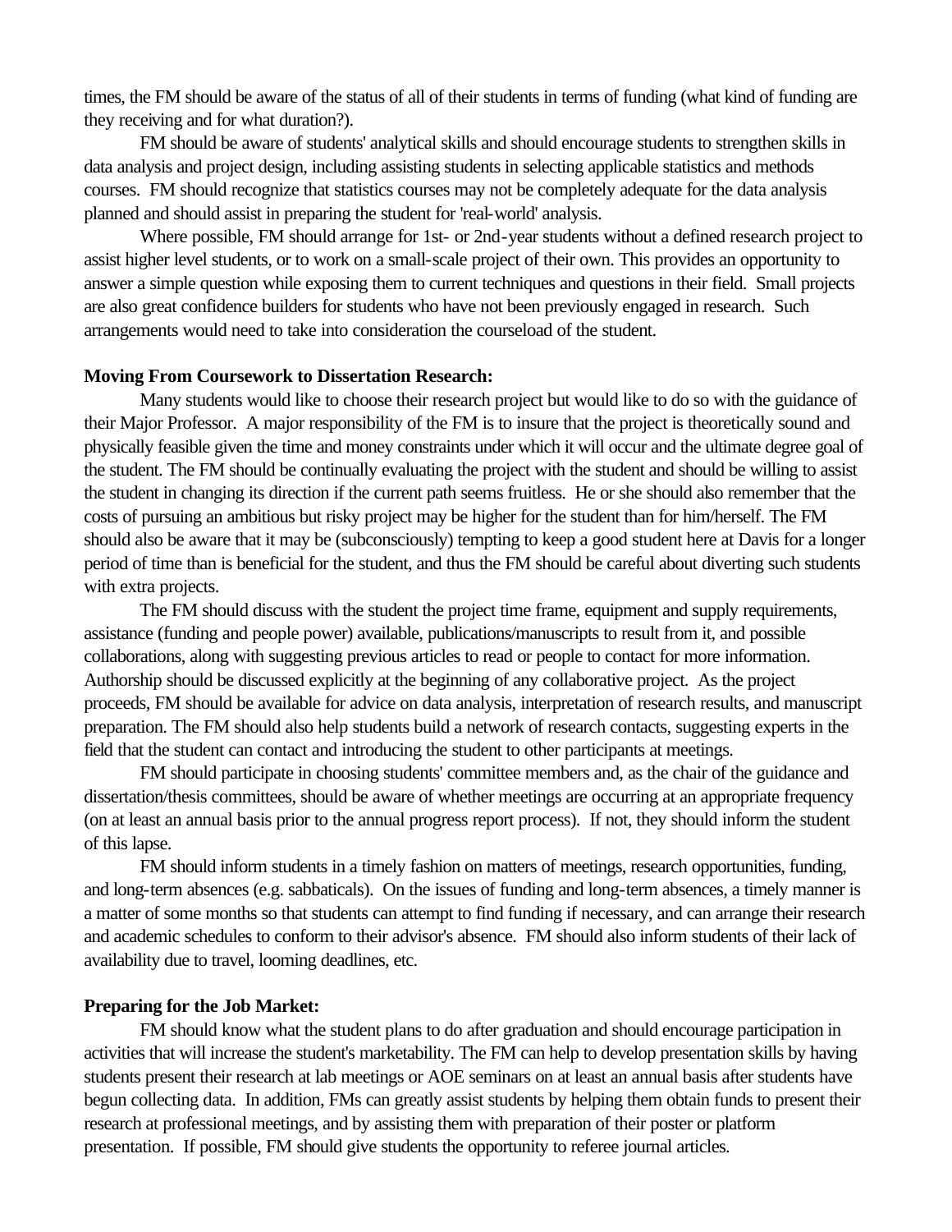times, the FM should be aware of the status of all of their students in terms of funding (what kind of funding are they receiving and for what duration?).

FM should be aware of students' analytical skills and should encourage students to strengthen skills in data analysis and project design, including assisting students in selecting applicable statistics and methods courses. FM should recognize that statistics courses may not be completely adequate for the data analysis planned and should assist in preparing the student for 'real-world' analysis.

Where possible, FM should arrange for 1st- or 2nd-year students without a defined research project to assist higher level students, or to work on a small-scale project of their own. This provides an opportunity to answer a simple question while exposing them to current techniques and questions in their field. Small projects are also great confidence builders for students who have not been previously engaged in research. Such arrangements would need to take into consideration the courseload of the student.

**Moving From Coursework to Dissertation Research:**

Many students would like to choose their research project but would like to do so with the guidance of their Major Professor. A major responsibility of the FM is to insure that the project is theoretically sound and physically feasible given the time and money constraints under which it will occur and the ultimate degree goal of the student. The FM should be continually evaluating the project with the student and should be willing to assist the student in changing its direction if the current path seems fruitless. He or she should also remember that the costs of pursuing an ambitious but risky project may be higher for the student than for him/herself. The FM should also be aware that it may be (subconsciously) tempting to keep a good student here at Davis for a longer period of time than is beneficial for the student, and thus the FM should be careful about diverting such students with extra projects.

The FM should discuss with the student the project time frame, equipment and supply requirements, assistance (funding and people power) available, publications/manuscripts to result from it, and possible collaborations, along with suggesting previous articles to read or people to contact for more information. Authorship should be discussed explicitly at the beginning of any collaborative project. As the project proceeds, FM should be available for advice on data analysis, interpretation of research results, and manuscript preparation. The FM should also help students build a network of research contacts, suggesting experts in the field that the student can contact and introducing the student to other participants at meetings.

FM should participate in choosing students' committee members and, as the chair of the guidance and dissertation/thesis committees, should be aware of whether meetings are occurring at an appropriate frequency (on at least an annual basis prior to the annual progress report process). If not, they should inform the student of this lapse.

FM should inform students in a timely fashion on matters of meetings, research opportunities, funding, and long-term absences (e.g. sabbaticals). On the issues of funding and long-term absences, a timely manner is a matter of some months so that students can attempt to find funding if necessary, and can arrange their research and academic schedules to conform to their advisor's absence. FM should also inform students of their lack of availability due to travel, looming deadlines, etc.

**Preparing for the Job Market:**

FM should know what the student plans to do after graduation and should encourage participation in activities that will increase the student's marketability. The FM can help to develop presentation skills by having students present their research at lab meetings or AOE seminars on at least an annual basis after students have begun collecting data. In addition, FMs can greatly assist students by helping them obtain funds to present their research at professional meetings, and by assisting them with preparation of their poster or platform presentation. If possible, FM should give students the opportunity to referee journal articles.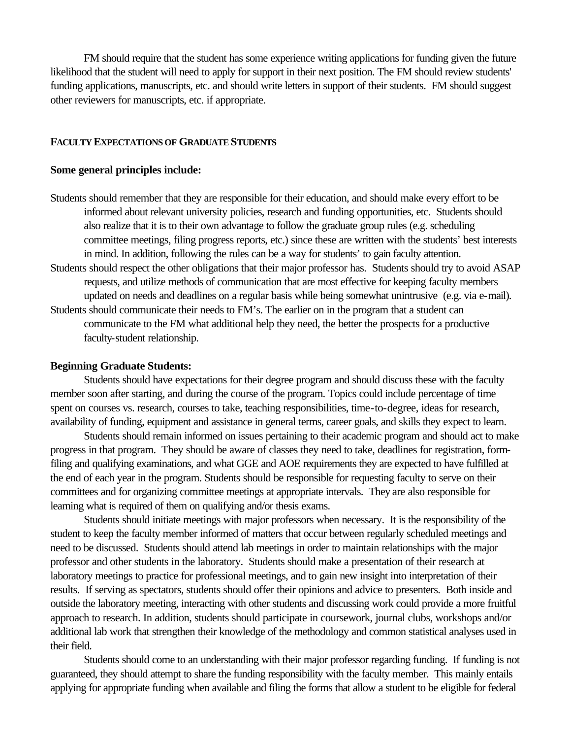FM should require that the student has some experience writing applications for funding given the future likelihood that the student will need to apply for support in their next position. The FM should review students' funding applications, manuscripts, etc. and should write letters in support of their students. FM should suggest other reviewers for manuscripts, etc. if appropriate.

## FACULTY EXPECTATIONS OF GRADUATE STUDENTS

**Some general principles include:**

Students should remember that they are responsible for their education, and should make every effort to be informed about relevant university policies, research and funding opportunities, etc. Students should also realize that it is to their own advantage to follow the graduate group rules (e.g. scheduling committee meetings, filing progress reports, etc.) since these are written with the students' best interests in mind. In addition, following the rules can be a way for students' to gain faculty attention.

Students should respect the other obligations that their major professor has. Students should try to avoid ASAP requests, and utilize methods of communication that are most effective for keeping faculty members updated on needs and deadlines on a regular basis while being somewhat unintrusive (e.g. via e-mail).

Students should communicate their needs to FM's. The earlier on in the program that a student can communicate to the FM what additional help they need, the better the prospects for a productive faculty-student relationship.

**Beginning Graduate Students:**

Students should have expectations for their degree program and should discuss these with the faculty member soon after starting, and during the course of the program. Topics could include percentage of time spent on courses vs. research, courses to take, teaching responsibilities, time-to-degree, ideas for research, availability of funding, equipment and assistance in general terms, career goals, and skills they expect to learn.

Students should remain informed on issues pertaining to their academic program and should act to make progress in that program. They should be aware of classes they need to take, deadlines for registration, form-filing and qualifying examinations, and what GGE and AOE requirements they are expected to have fulfilled at the end of each year in the program. Students should be responsible for requesting faculty to serve on their committees and for organizing committee meetings at appropriate intervals. They are also responsible for learning what is required of them on qualifying and/or thesis exams.

Students should initiate meetings with major professors when necessary. It is the responsibility of the student to keep the faculty member informed of matters that occur between regularly scheduled meetings and need to be discussed. Students should attend lab meetings in order to maintain relationships with the major professor and other students in the laboratory. Students should make a presentation of their research at laboratory meetings to practice for professional meetings, and to gain new insight into interpretation of their results. If serving as spectators, students should offer their opinions and advice to presenters. Both inside and outside the laboratory meeting, interacting with other students and discussing work could provide a more fruitful approach to research. In addition, students should participate in coursework, journal clubs, workshops and/or additional lab work that strengthen their knowledge of the methodology and common statistical analyses used in their field.

Students should come to an understanding with their major professor regarding funding. If funding is not guaranteed, they should attempt to share the funding responsibility with the faculty member. This mainly entails applying for appropriate funding when available and filing the forms that allow a student to be eligible for federal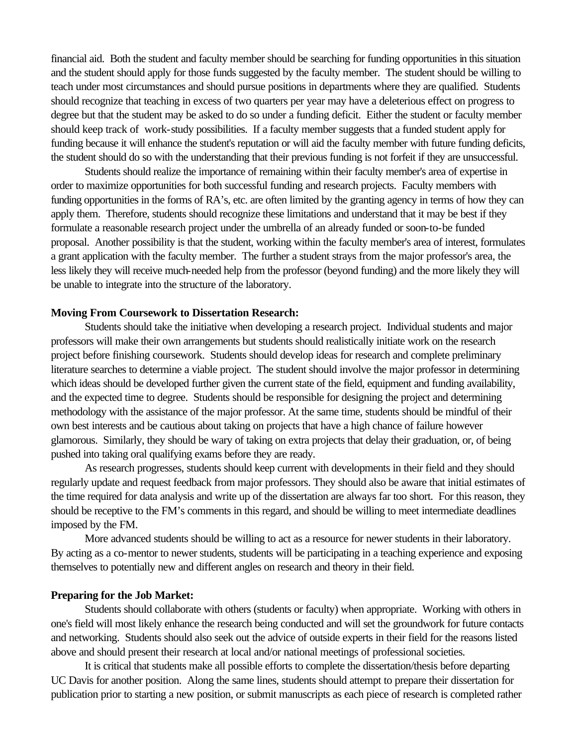financial aid. Both the student and faculty member should be searching for funding opportunities in this situation and the student should apply for those funds suggested by the faculty member. The student should be willing to teach under most circumstances and should pursue positions in departments where they are qualified. Students should recognize that teaching in excess of two quarters per year may have a deleterious effect on progress to degree but that the student may be asked to do so under a funding deficit. Either the student or faculty member should keep track of work-study possibilities. If a faculty member suggests that a funded student apply for funding because it will enhance the student's reputation or will aid the faculty member with future funding deficits, the student should do so with the understanding that their previous funding is not forfeit if they are unsuccessful.

Students should realize the importance of remaining within their faculty member's area of expertise in order to maximize opportunities for both successful funding and research projects. Faculty members with funding opportunities in the forms of RA's, etc. are often limited by the granting agency in terms of how they can apply them. Therefore, students should recognize these limitations and understand that it may be best if they formulate a reasonable research project under the umbrella of an already funded or soon-to-be funded proposal. Another possibility is that the student, working within the faculty member's area of interest, formulates a grant application with the faculty member. The further a student strays from the major professor's area, the less likely they will receive much-needed help from the professor (beyond funding) and the more likely they will be unable to integrate into the structure of the laboratory.

**Moving From Coursework to Dissertation Research:**

Students should take the initiative when developing a research project. Individual students and major professors will make their own arrangements but students should realistically initiate work on the research project before finishing coursework. Students should develop ideas for research and complete preliminary literature searches to determine a viable project. The student should involve the major professor in determining which ideas should be developed further given the current state of the field, equipment and funding availability, and the expected time to degree. Students should be responsible for designing the project and determining methodology with the assistance of the major professor. At the same time, students should be mindful of their own best interests and be cautious about taking on projects that have a high chance of failure however glamorous. Similarly, they should be wary of taking on extra projects that delay their graduation, or, of being pushed into taking oral qualifying exams before they are ready.

As research progresses, students should keep current with developments in their field and they should regularly update and request feedback from major professors. They should also be aware that initial estimates of the time required for data analysis and write up of the dissertation are always far too short. For this reason, they should be receptive to the FM's comments in this regard, and should be willing to meet intermediate deadlines imposed by the FM.

More advanced students should be willing to act as a resource for newer students in their laboratory. By acting as a co-mentor to newer students, students will be participating in a teaching experience and exposing themselves to potentially new and different angles on research and theory in their field.

**Preparing for the Job Market:**

Students should collaborate with others (students or faculty) when appropriate. Working with others in one's field will most likely enhance the research being conducted and will set the groundwork for future contacts and networking. Students should also seek out the advice of outside experts in their field for the reasons listed above and should present their research at local and/or national meetings of professional societies.

It is critical that students make all possible efforts to complete the dissertation/thesis before departing UC Davis for another position. Along the same lines, students should attempt to prepare their dissertation for publication prior to starting a new position, or submit manuscripts as each piece of research is completed rather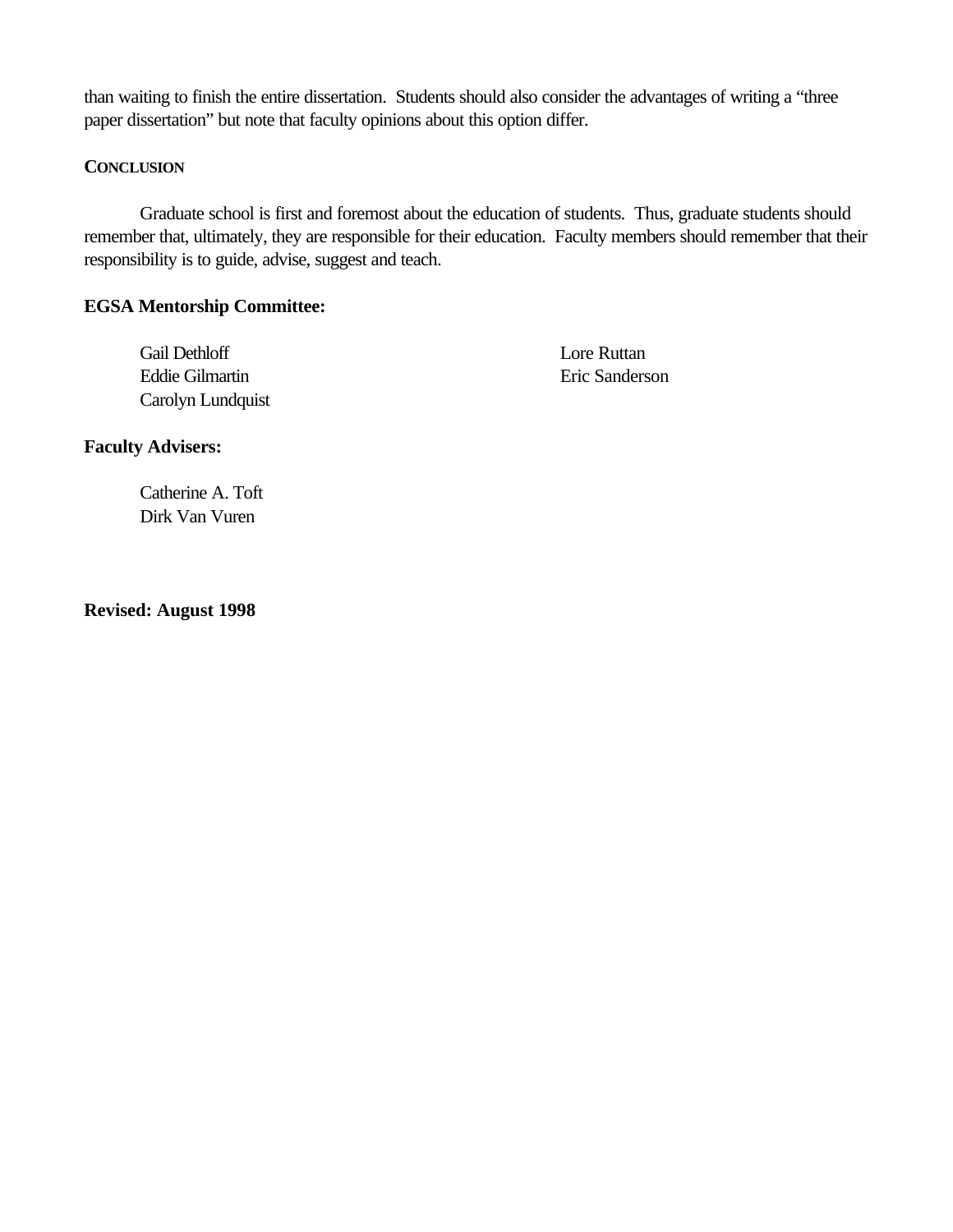than waiting to finish the entire dissertation.  Students should also consider the advantages of writing a "three paper dissertation" but note that faculty opinions about this option differ.

## CONCLUSION

Graduate school is first and foremost about the education of students.  Thus, graduate students should remember that, ultimately, they are responsible for their education.  Faculty members should remember that their responsibility is to guide, advise, suggest and teach.

**EGSA Mentorship Committee:**

Gail Dethloff
Eddie Gilmartin
Carolyn Lundquist
Lore Ruttan
Eric Sanderson

**Faculty Advisers:**

Catherine A. Toft
Dirk Van Vuren

**Revised: August 1998**